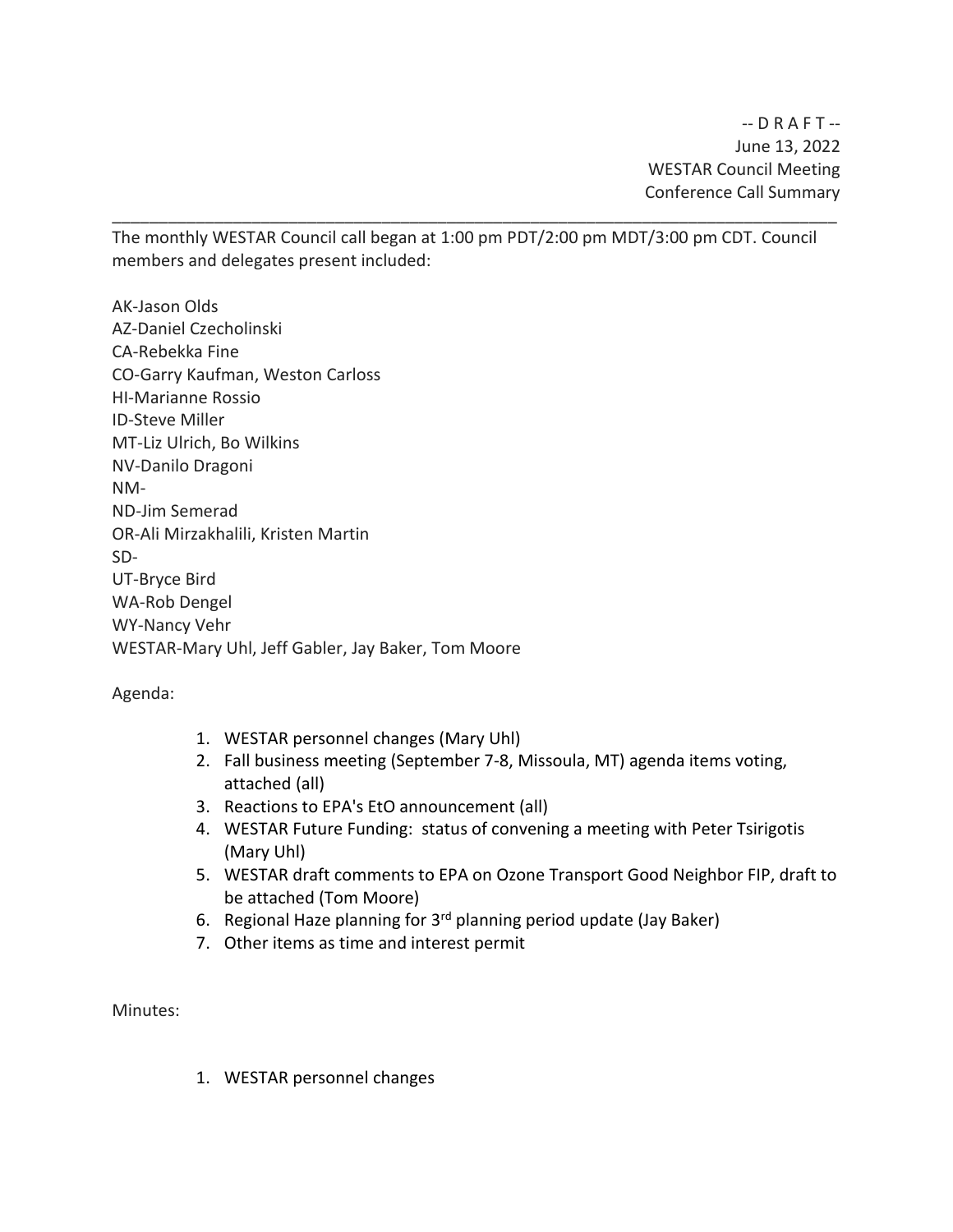-- D R A F T --
June 13, 2022
WESTAR Council Meeting
Conference Call Summary

---

The monthly WESTAR Council call began at 1:00 pm PDT/2:00 pm MDT/3:00 pm CDT. Council members and delegates present included:

AK-Jason Olds
AZ-Daniel Czecholinski
CA-Rebekka Fine
CO-Garry Kaufman, Weston Carloss
HI-Marianne Rossio
ID-Steve Miller
MT-Liz Ulrich, Bo Wilkins
NV-Danilo Dragoni
NM-
ND-Jim Semerad
OR-Ali Mirzakhalili, Kristen Martin
SD-
UT-Bryce Bird
WA-Rob Dengel
WY-Nancy Vehr
WESTAR-Mary Uhl, Jeff Gabler, Jay Baker, Tom Moore

Agenda:

1. WESTAR personnel changes (Mary Uhl)
2. Fall business meeting (September 7-8, Missoula, MT) agenda items voting, attached (all)
3. Reactions to EPA's EtO announcement (all)
4. WESTAR Future Funding: status of convening a meeting with Peter Tsirigotis (Mary Uhl)
5. WESTAR draft comments to EPA on Ozone Transport Good Neighbor FIP, draft to be attached (Tom Moore)
6. Regional Haze planning for 3rd planning period update (Jay Baker)
7. Other items as time and interest permit

Minutes:

1. WESTAR personnel changes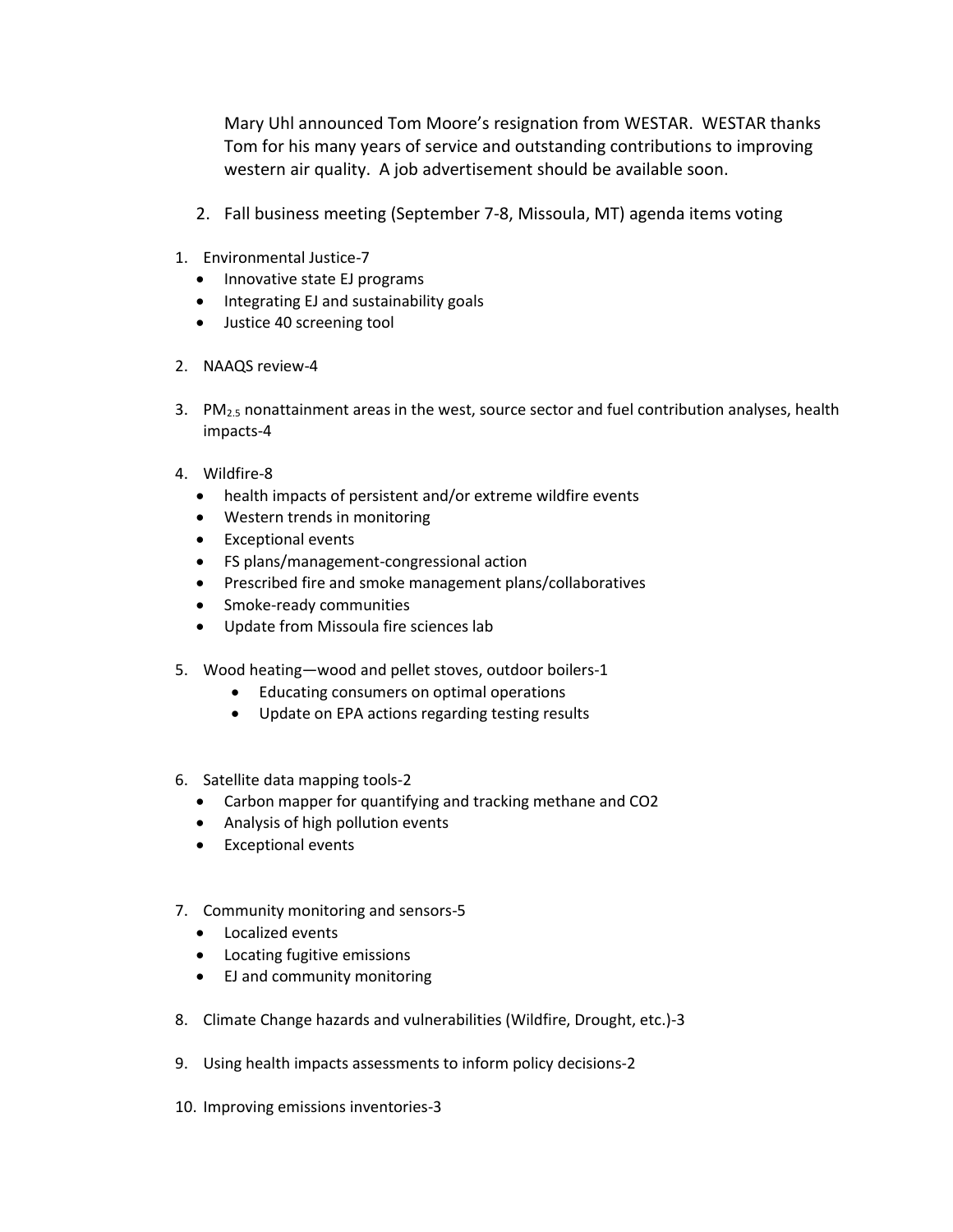Mary Uhl announced Tom Moore's resignation from WESTAR. WESTAR thanks Tom for his many years of service and outstanding contributions to improving western air quality. A job advertisement should be available soon.

2. Fall business meeting (September 7-8, Missoula, MT) agenda items voting

1. Environmental Justice-7
   - Innovative state EJ programs
   - Integrating EJ and sustainability goals
   - Justice 40 screening tool

2. NAAQS review-4

3. $PM_{2.5}$ nonattainment areas in the west, source sector and fuel contribution analyses, health impacts-4

4. Wildfire-8
   - health impacts of persistent and/or extreme wildfire events
   - Western trends in monitoring
   - Exceptional events
   - FS plans/management-congressional action
   - Prescribed fire and smoke management plans/collaboratives
   - Smoke-ready communities
   - Update from Missoula fire sciences lab

5. Wood heating—wood and pellet stoves, outdoor boilers-1
   - Educating consumers on optimal operations
   - Update on EPA actions regarding testing results

6. Satellite data mapping tools-2
   - Carbon mapper for quantifying and tracking methane and CO2
   - Analysis of high pollution events
   - Exceptional events

7. Community monitoring and sensors-5
   - Localized events
   - Locating fugitive emissions
   - EJ and community monitoring

8. Climate Change hazards and vulnerabilities (Wildfire, Drought, etc.)-3

9. Using health impacts assessments to inform policy decisions-2

10. Improving emissions inventories-3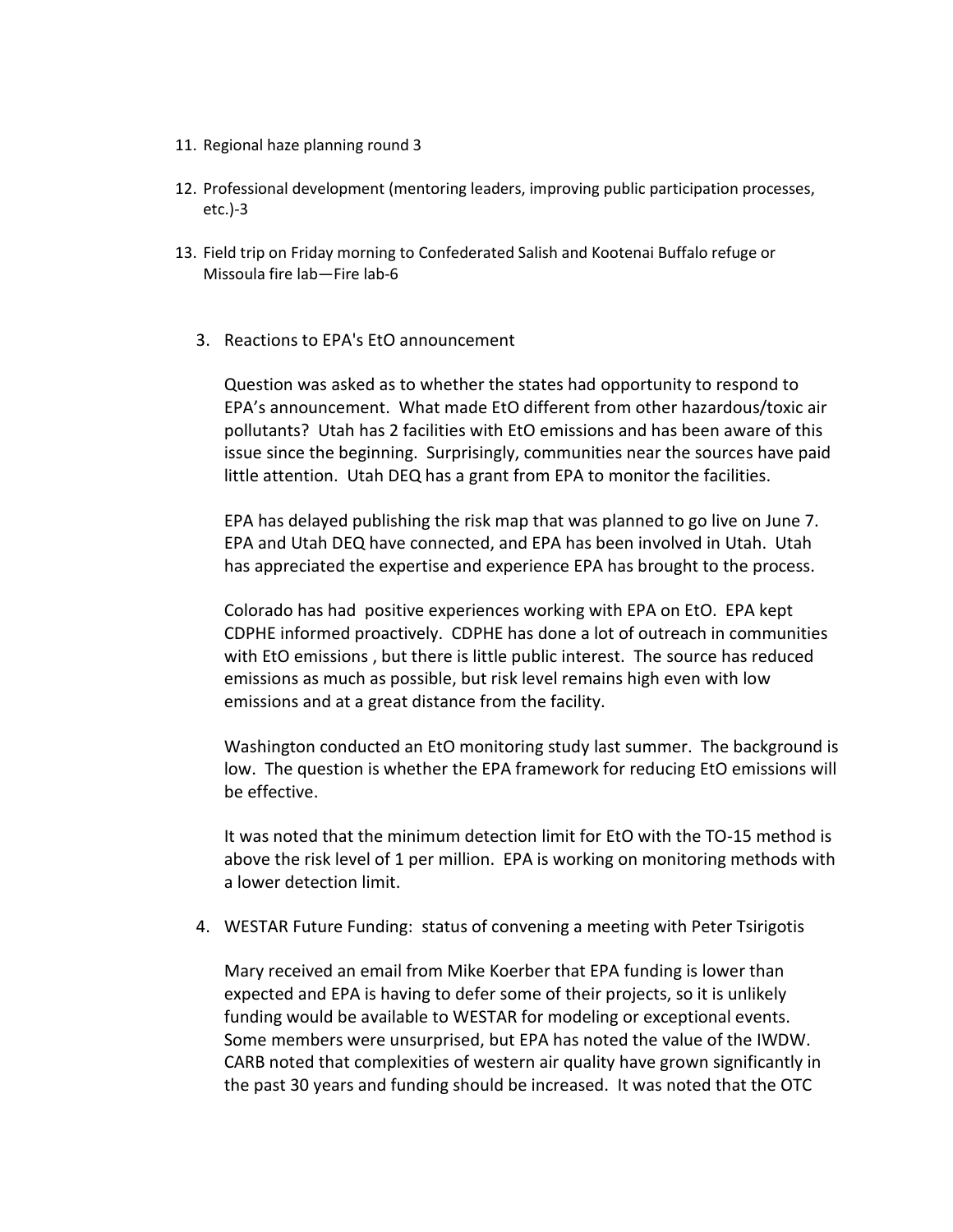11. Regional haze planning round 3

12. Professional development (mentoring leaders, improving public participation processes, etc.)-3

13. Field trip on Friday morning to Confederated Salish and Kootenai Buffalo refuge or Missoula fire lab—Fire lab-6

3. Reactions to EPA's EtO announcement

   Question was asked as to whether the states had opportunity to respond to EPA's announcement. What made EtO different from other hazardous/toxic air pollutants? Utah has 2 facilities with EtO emissions and has been aware of this issue since the beginning. Surprisingly, communities near the sources have paid little attention. Utah DEQ has a grant from EPA to monitor the facilities.

   EPA has delayed publishing the risk map that was planned to go live on June 7. EPA and Utah DEQ have connected, and EPA has been involved in Utah. Utah has appreciated the expertise and experience EPA has brought to the process.

   Colorado has had positive experiences working with EPA on EtO. EPA kept CDPHE informed proactively. CDPHE has done a lot of outreach in communities with EtO emissions , but there is little public interest. The source has reduced emissions as much as possible, but risk level remains high even with low emissions and at a great distance from the facility.

   Washington conducted an EtO monitoring study last summer. The background is low. The question is whether the EPA framework for reducing EtO emissions will be effective.

   It was noted that the minimum detection limit for EtO with the TO-15 method is above the risk level of 1 per million. EPA is working on monitoring methods with a lower detection limit.

4. WESTAR Future Funding: status of convening a meeting with Peter Tsirigotis

   Mary received an email from Mike Koerber that EPA funding is lower than expected and EPA is having to defer some of their projects, so it is unlikely funding would be available to WESTAR for modeling or exceptional events. Some members were unsurprised, but EPA has noted the value of the IWDW. CARB noted that complexities of western air quality have grown significantly in the past 30 years and funding should be increased. It was noted that the OTC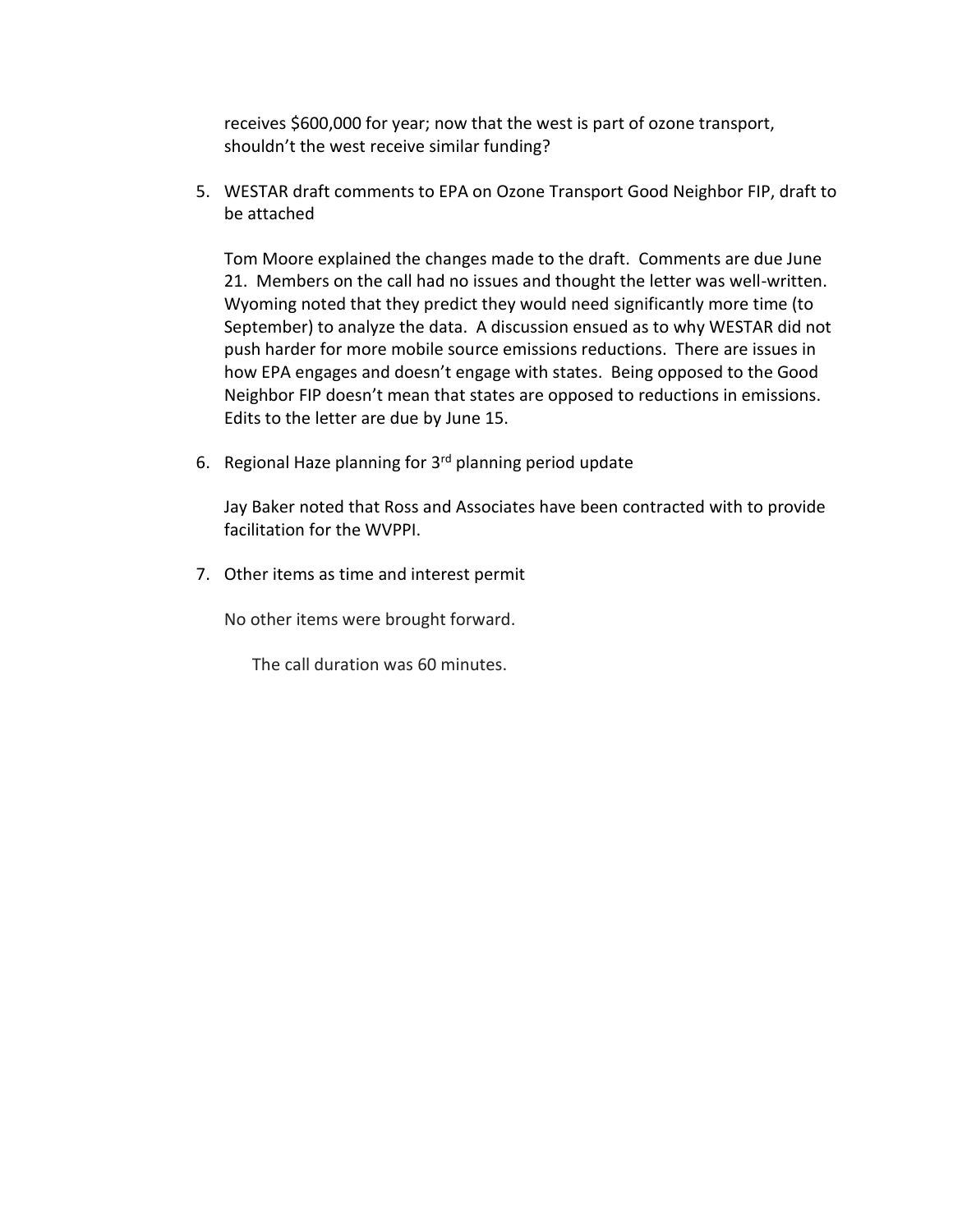receives $600,000 for year; now that the west is part of ozone transport, shouldn't the west receive similar funding?

5. WESTAR draft comments to EPA on Ozone Transport Good Neighbor FIP, draft to be attached

   Tom Moore explained the changes made to the draft. Comments are due June 21. Members on the call had no issues and thought the letter was well-written. Wyoming noted that they predict they would need significantly more time (to September) to analyze the data. A discussion ensued as to why WESTAR did not push harder for more mobile source emissions reductions. There are issues in how EPA engages and doesn't engage with states. Being opposed to the Good Neighbor FIP doesn't mean that states are opposed to reductions in emissions. Edits to the letter are due by June 15.

6. Regional Haze planning for 3rd planning period update

   Jay Baker noted that Ross and Associates have been contracted with to provide facilitation for the WVPPI.

7. Other items as time and interest permit

   No other items were brought forward.

The call duration was 60 minutes.